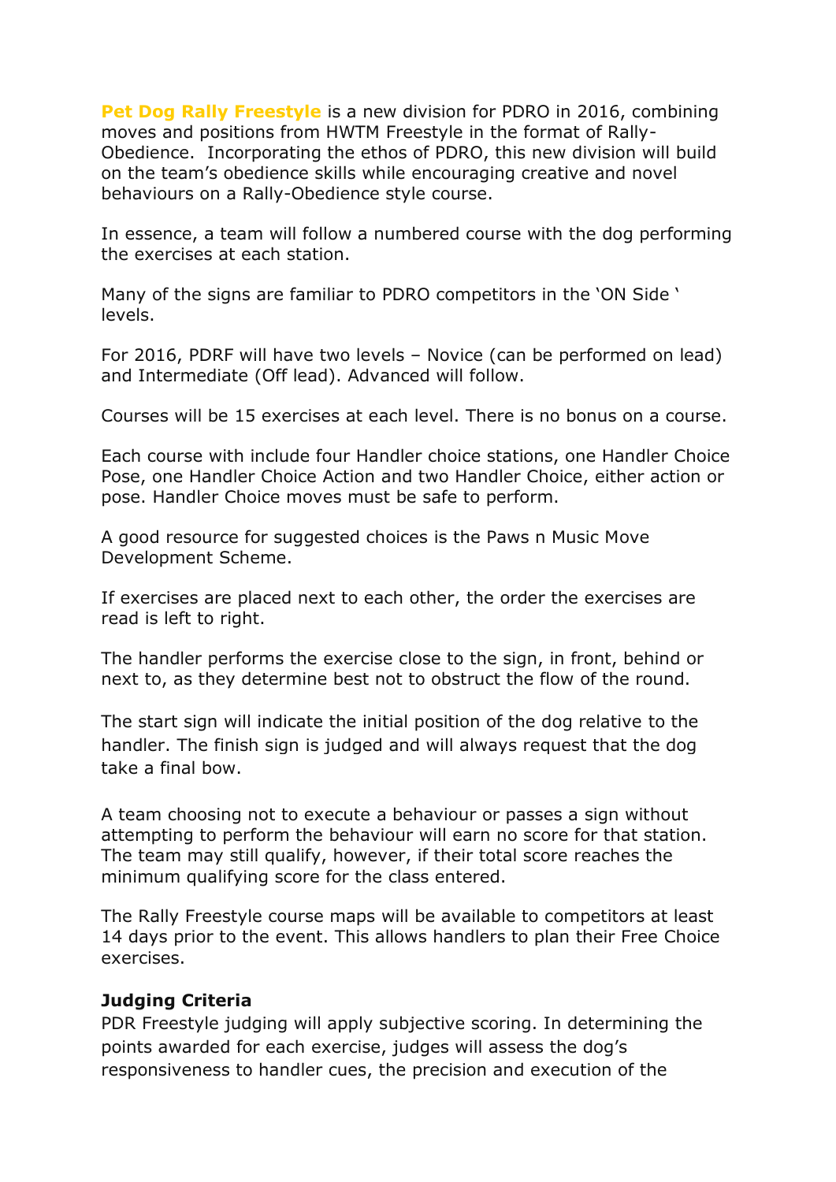**Pet Dog Rally Freestyle** is a new division for PDRO in 2016, combining moves and positions from HWTM Freestyle in the format of Rally-Obedience. Incorporating the ethos of PDRO, this new division will build on the team's obedience skills while encouraging creative and novel behaviours on a Rally-Obedience style course.

In essence, a team will follow a numbered course with the dog performing the exercises at each station.

Many of the signs are familiar to PDRO competitors in the 'ON Side ' levels.

For 2016, PDRF will have two levels – Novice (can be performed on lead) and Intermediate (Off lead). Advanced will follow.

Courses will be 15 exercises at each level. There is no bonus on a course.

Each course with include four Handler choice stations, one Handler Choice Pose, one Handler Choice Action and two Handler Choice, either action or pose. Handler Choice moves must be safe to perform.

A good resource for suggested choices is the Paws n Music Move Development Scheme.

If exercises are placed next to each other, the order the exercises are read is left to right.

The handler performs the exercise close to the sign, in front, behind or next to, as they determine best not to obstruct the flow of the round.

The start sign will indicate the initial position of the dog relative to the handler. The finish sign is judged and will always request that the dog take a final bow.

A team choosing not to execute a behaviour or passes a sign without attempting to perform the behaviour will earn no score for that station. The team may still qualify, however, if their total score reaches the minimum qualifying score for the class entered.

The Rally Freestyle course maps will be available to competitors at least 14 days prior to the event. This allows handlers to plan their Free Choice exercises.

**Judging Criteria**

PDR Freestyle judging will apply subjective scoring. In determining the points awarded for each exercise, judges will assess the dog's responsiveness to handler cues, the precision and execution of the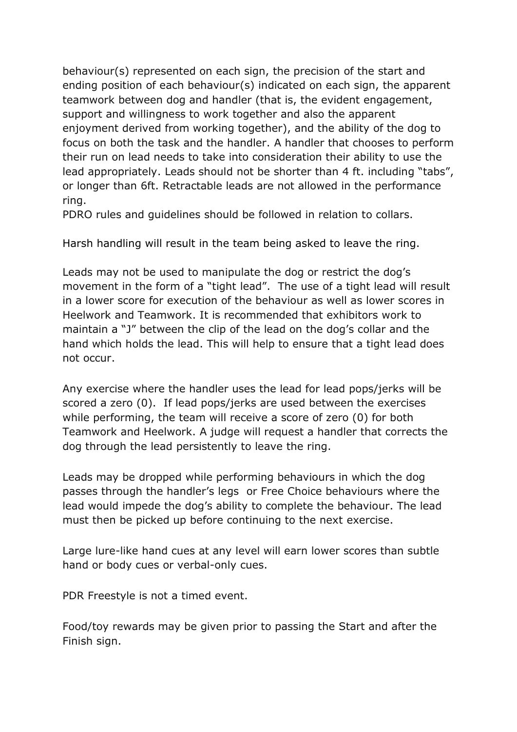behaviour(s) represented on each sign, the precision of the start and ending position of each behaviour(s) indicated on each sign, the apparent teamwork between dog and handler (that is, the evident engagement, support and willingness to work together and also the apparent enjoyment derived from working together), and the ability of the dog to focus on both the task and the handler. A handler that chooses to perform their run on lead needs to take into consideration their ability to use the lead appropriately. Leads should not be shorter than 4 ft. including "tabs", or longer than 6ft. Retractable leads are not allowed in the performance ring.
PDRO rules and guidelines should be followed in relation to collars.

Harsh handling will result in the team being asked to leave the ring.

Leads may not be used to manipulate the dog or restrict the dog's movement in the form of a "tight lead". The use of a tight lead will result in a lower score for execution of the behaviour as well as lower scores in Heelwork and Teamwork. It is recommended that exhibitors work to maintain a "J" between the clip of the lead on the dog's collar and the hand which holds the lead. This will help to ensure that a tight lead does not occur.

Any exercise where the handler uses the lead for lead pops/jerks will be scored a zero (0). If lead pops/jerks are used between the exercises while performing, the team will receive a score of zero (0) for both Teamwork and Heelwork. A judge will request a handler that corrects the dog through the lead persistently to leave the ring.

Leads may be dropped while performing behaviours in which the dog passes through the handler's legs or Free Choice behaviours where the lead would impede the dog's ability to complete the behaviour. The lead must then be picked up before continuing to the next exercise.

Large lure-like hand cues at any level will earn lower scores than subtle hand or body cues or verbal-only cues.

PDR Freestyle is not a timed event.

Food/toy rewards may be given prior to passing the Start and after the Finish sign.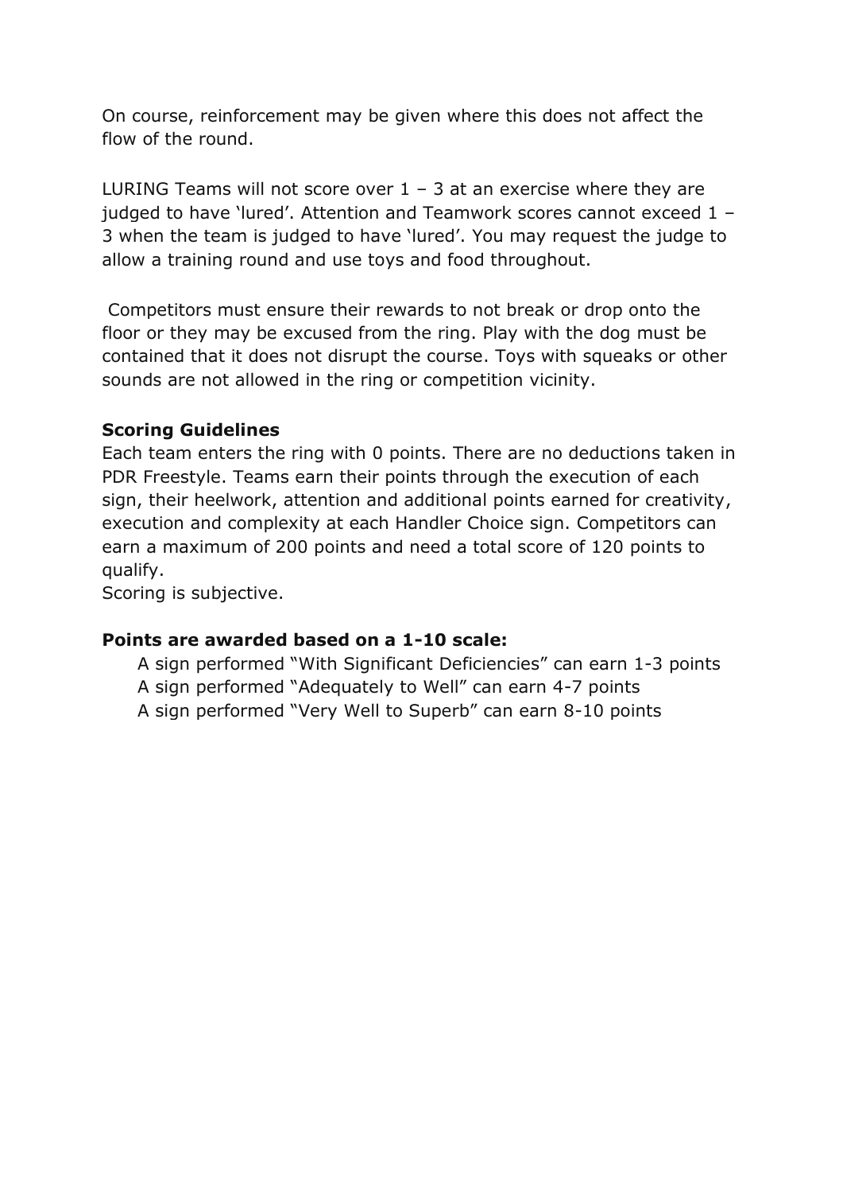On course, reinforcement may be given where this does not affect the flow of the round.

LURING Teams will not score over 1 – 3 at an exercise where they are judged to have 'lured'. Attention and Teamwork scores cannot exceed 1 – 3 when the team is judged to have 'lured'. You may request the judge to allow a training round and use toys and food throughout.

Competitors must ensure their rewards to not break or drop onto the floor or they may be excused from the ring. Play with the dog must be contained that it does not disrupt the course. Toys with squeaks or other sounds are not allowed in the ring or competition vicinity.

**Scoring Guidelines**

Each team enters the ring with 0 points. There are no deductions taken in PDR Freestyle. Teams earn their points through the execution of each sign, their heelwork, attention and additional points earned for creativity, execution and complexity at each Handler Choice sign. Competitors can earn a maximum of 200 points and need a total score of 120 points to qualify.

Scoring is subjective.

**Points are awarded based on a 1-10 scale:**

- A sign performed "With Significant Deficiencies" can earn 1-3 points
- A sign performed "Adequately to Well" can earn 4-7 points
- A sign performed "Very Well to Superb" can earn 8-10 points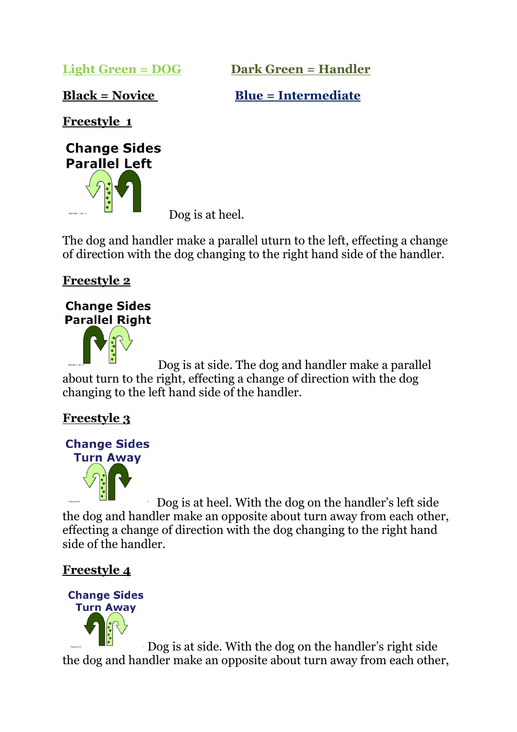**Light Green = DOG** **Dark Green = Handler**

**Black = Novice** **Blue = Intermediate**

**Freestyle 1**

**Change Sides Parallel Left**

Dog is at heel.

The dog and handler make a parallel uturn to the left, effecting a change of direction with the dog changing to the right hand side of the handler.

**Freestyle 2**

**Change Sides Parallel Right**

Dog is at side. The dog and handler make a parallel about turn to the right, effecting a change of direction with the dog changing to the left hand side of the handler.

**Freestyle 3**

**Change Sides Turn Away**

Dog is at heel. With the dog on the handler's left side the dog and handler make an opposite about turn away from each other, effecting a change of direction with the dog changing to the right hand side of the handler.

**Freestyle 4**

**Change Sides Turn Away**

Dog is at side. With the dog on the handler's right side the dog and handler make an opposite about turn away from each other,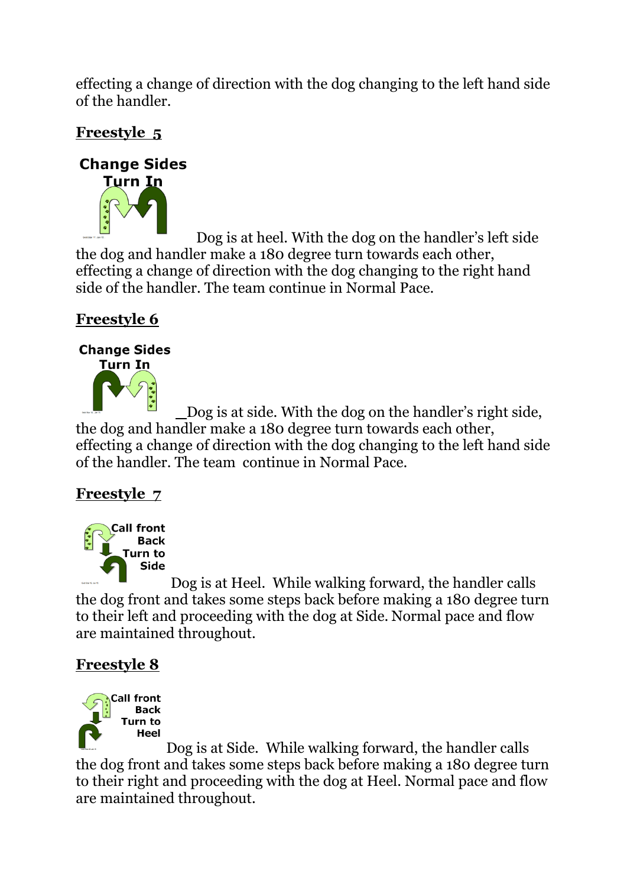effecting a change of direction with the dog changing to the left hand side of the handler.

**Freestyle 5**

**Change Sides Turn In**

Dog is at heel. With the dog on the handler's left side the dog and handler make a 180 degree turn towards each other, effecting a change of direction with the dog changing to the right hand side of the handler. The team continue in Normal Pace.

**Freestyle 6**

**Change Sides Turn In**

Dog is at side. With the dog on the handler's right side, the dog and handler make a 180 degree turn towards each other, effecting a change of direction with the dog changing to the left hand side of the handler. The team continue in Normal Pace.

**Freestyle 7**

**Call front Back Turn to Side**

Dog is at Heel. While walking forward, the handler calls the dog front and takes some steps back before making a 180 degree turn to their left and proceeding with the dog at Side. Normal pace and flow are maintained throughout.

**Freestyle 8**

**Call front Back Turn to Heel**

Dog is at Side. While walking forward, the handler calls the dog front and takes some steps back before making a 180 degree turn to their right and proceeding with the dog at Heel. Normal pace and flow are maintained throughout.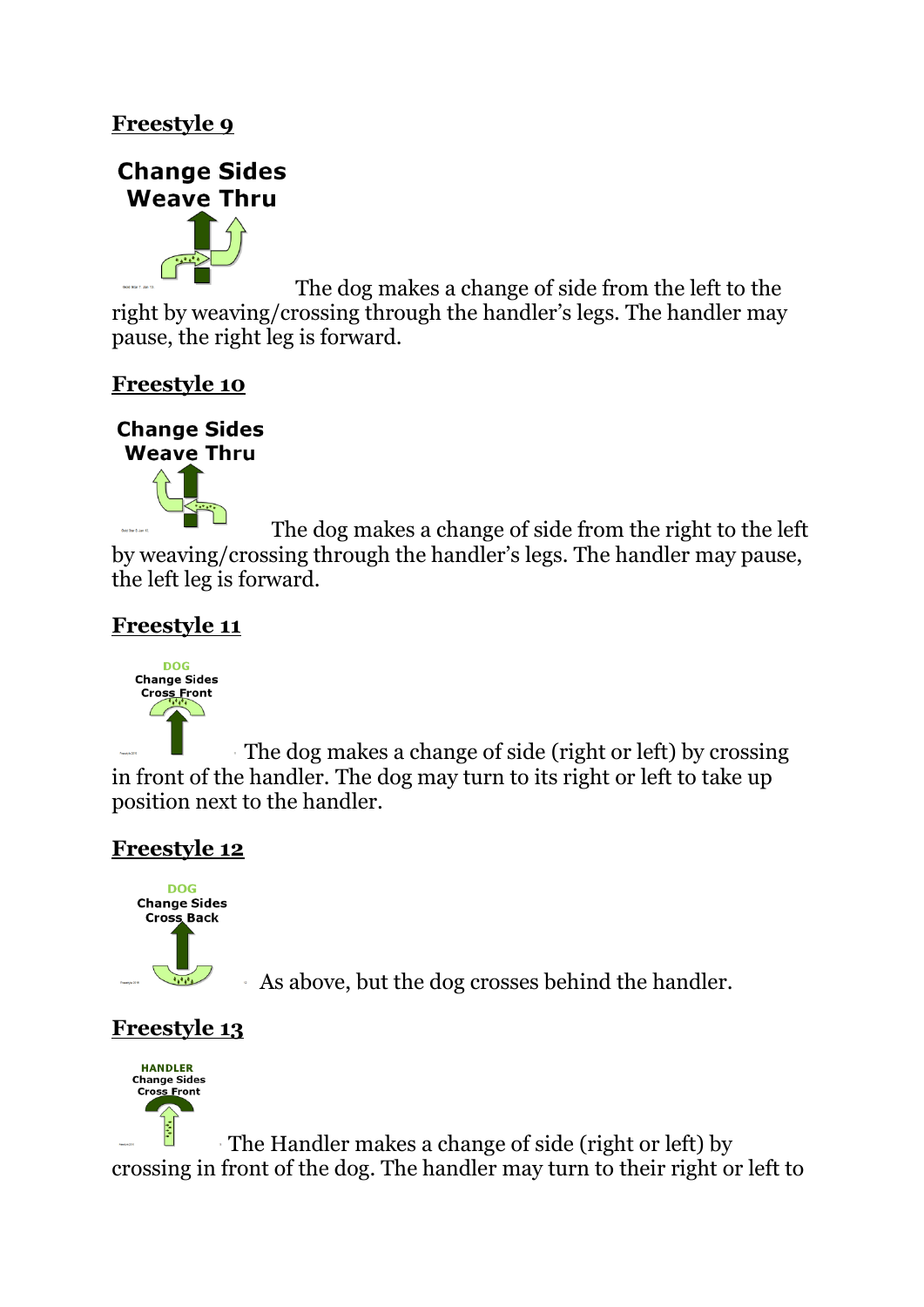**Freestyle 9**

The dog makes a change of side from the left to the right by weaving/crossing through the handler's legs. The handler may pause, the right leg is forward.

**Freestyle 10**

The dog makes a change of side from the right to the left by weaving/crossing through the handler's legs. The handler may pause, the left leg is forward.

**Freestyle 11**

The dog makes a change of side (right or left) by crossing in front of the handler. The dog may turn to its right or left to take up position next to the handler.

**Freestyle 12**

As above, but the dog crosses behind the handler.

**Freestyle 13**

The Handler makes a change of side (right or left) by crossing in front of the dog. The handler may turn to their right or left to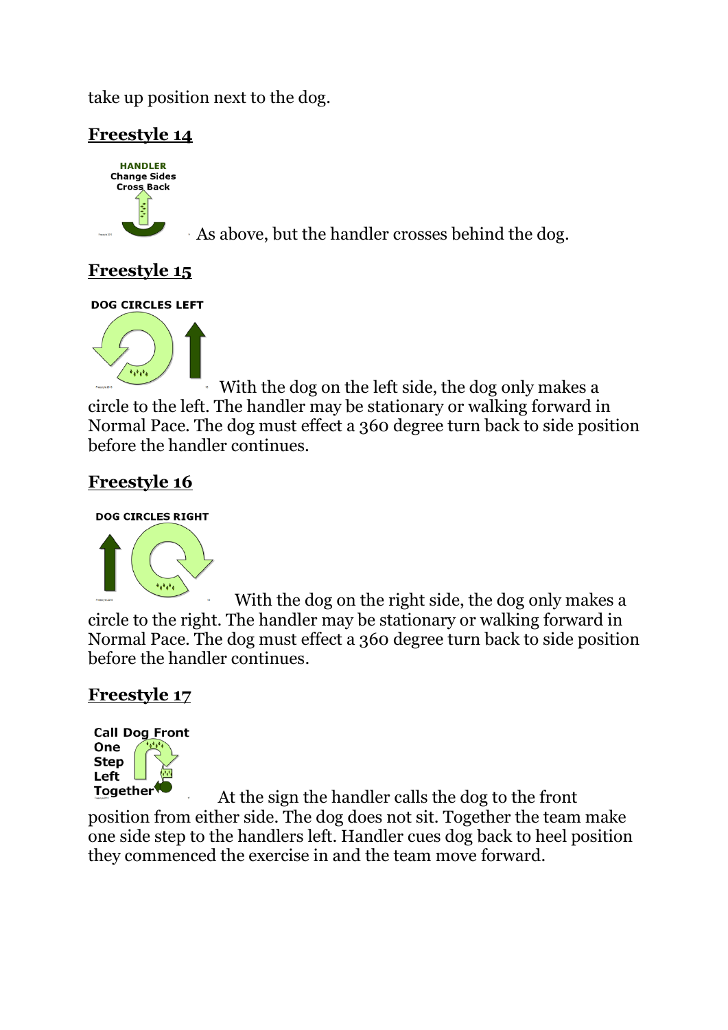take up position next to the dog.

## Freestyle 14

As above, but the handler crosses behind the dog.

## Freestyle 15

With the dog on the left side, the dog only makes a circle to the left. The handler may be stationary or walking forward in Normal Pace. The dog must effect a 360 degree turn back to side position before the handler continues.

## Freestyle 16

With the dog on the right side, the dog only makes a circle to the right. The handler may be stationary or walking forward in Normal Pace. The dog must effect a 360 degree turn back to side position before the handler continues.

## Freestyle 17

At the sign the handler calls the dog to the front position from either side. The dog does not sit. Together the team make one side step to the handlers left. Handler cues dog back to heel position they commenced the exercise in and the team move forward.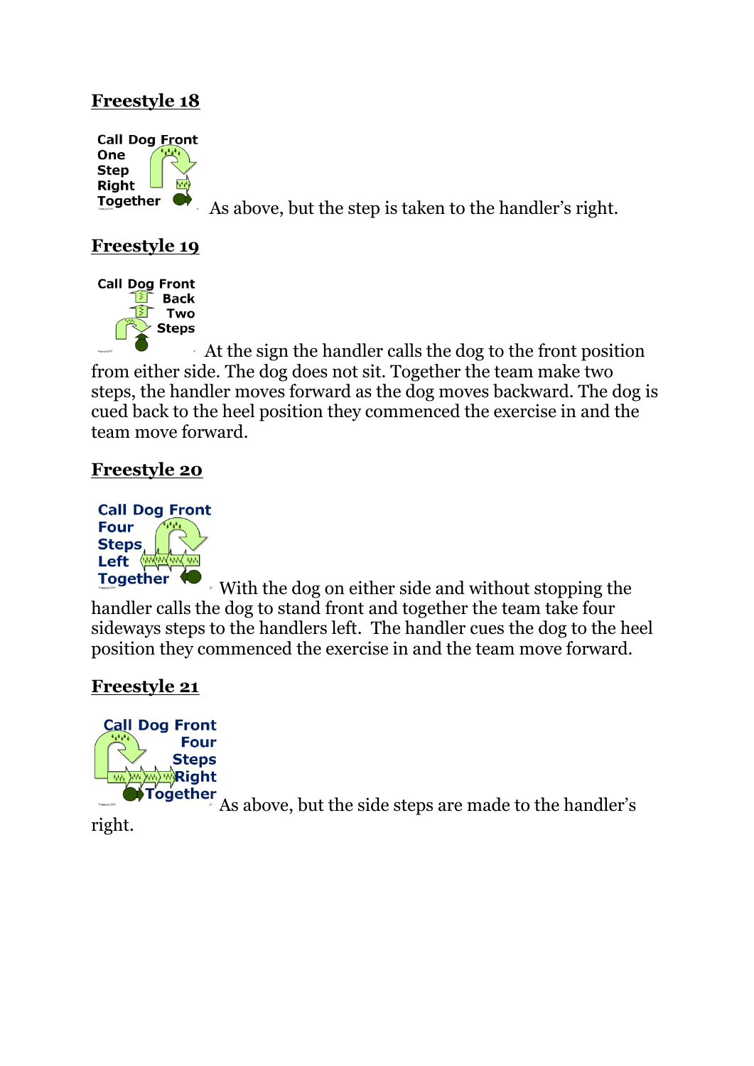## Freestyle 18

As above, but the step is taken to the handler's right.

## Freestyle 19

At the sign the handler calls the dog to the front position from either side. The dog does not sit. Together the team make two steps, the handler moves forward as the dog moves backward. The dog is cued back to the heel position they commenced the exercise in and the team move forward.

## Freestyle 20

With the dog on either side and without stopping the handler calls the dog to stand front and together the team take four sideways steps to the handlers left. The handler cues the dog to the heel position they commenced the exercise in and the team move forward.

## Freestyle 21

As above, but the side steps are made to the handler's right.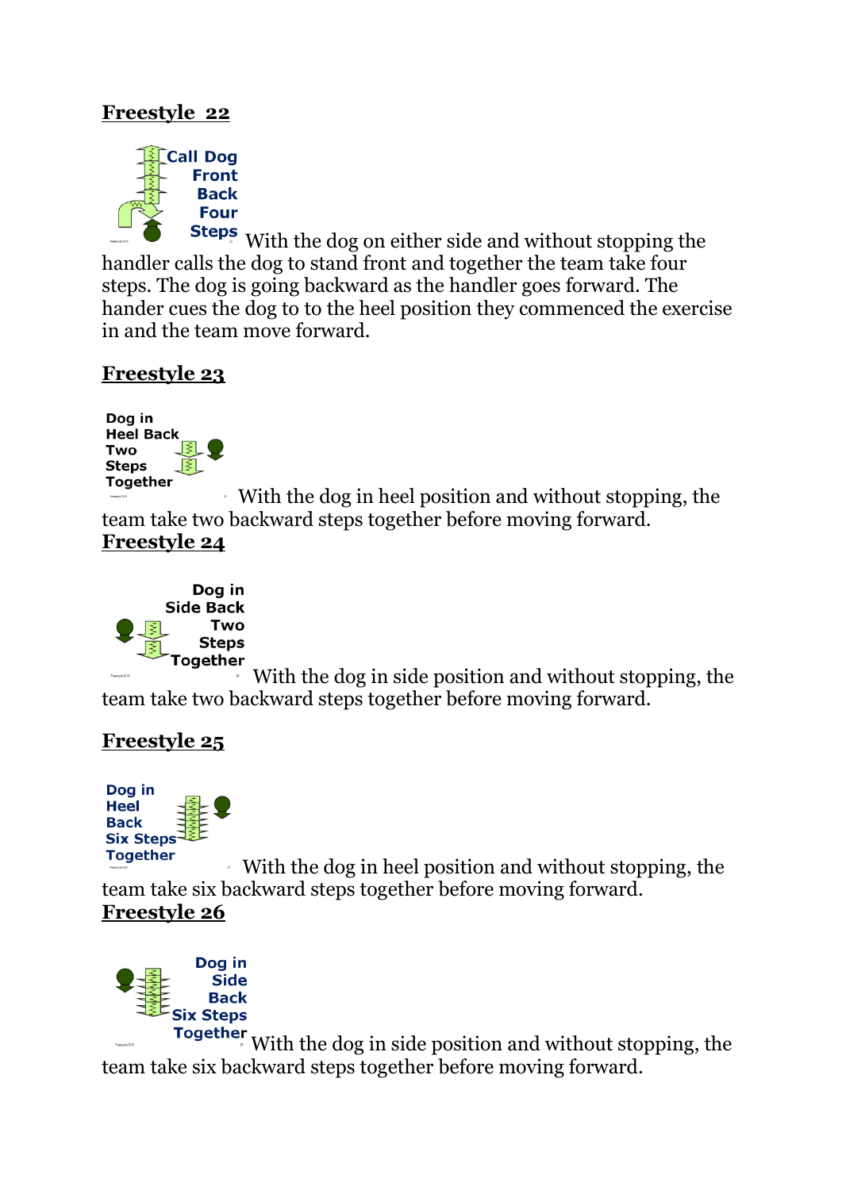**Freestyle 22**

Call Dog Front Back Four Steps

With the dog on either side and without stopping the handler calls the dog to stand front and together the team take four steps. The dog is going backward as the handler goes forward. The hander cues the dog to to the heel position they commenced the exercise in and the team move forward.

**Freestyle 23**

Dog in Heel Back Two Steps Together

With the dog in heel position and without stopping, the team take two backward steps together before moving forward.

**Freestyle 24**

Dog in Side Back Two Steps Together

With the dog in side position and without stopping, the team take two backward steps together before moving forward.

**Freestyle 25**

Dog in Heel Back Six Steps Together

With the dog in heel position and without stopping, the team take six backward steps together before moving forward.

**Freestyle 26**

Dog in Side Back Six Steps Together

With the dog in side position and without stopping, the team take six backward steps together before moving forward.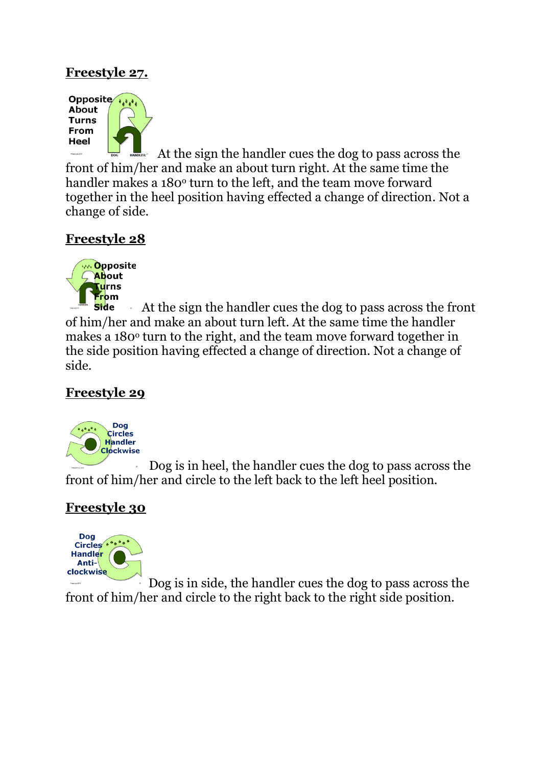## Freestyle 27.

At the sign the handler cues the dog to pass across the front of him/her and make an about turn right. At the same time the handler makes a 180° turn to the left, and the team move forward together in the heel position having effected a change of direction. Not a change of side.

## Freestyle 28

At the sign the handler cues the dog to pass across the front of him/her and make an about turn left. At the same time the handler makes a 180° turn to the right, and the team move forward together in the side position having effected a change of direction. Not a change of side.

## Freestyle 29

Dog is in heel, the handler cues the dog to pass across the front of him/her and circle to the left back to the left heel position.

## Freestyle 30

Dog is in side, the handler cues the dog to pass across the front of him/her and circle to the right back to the right side position.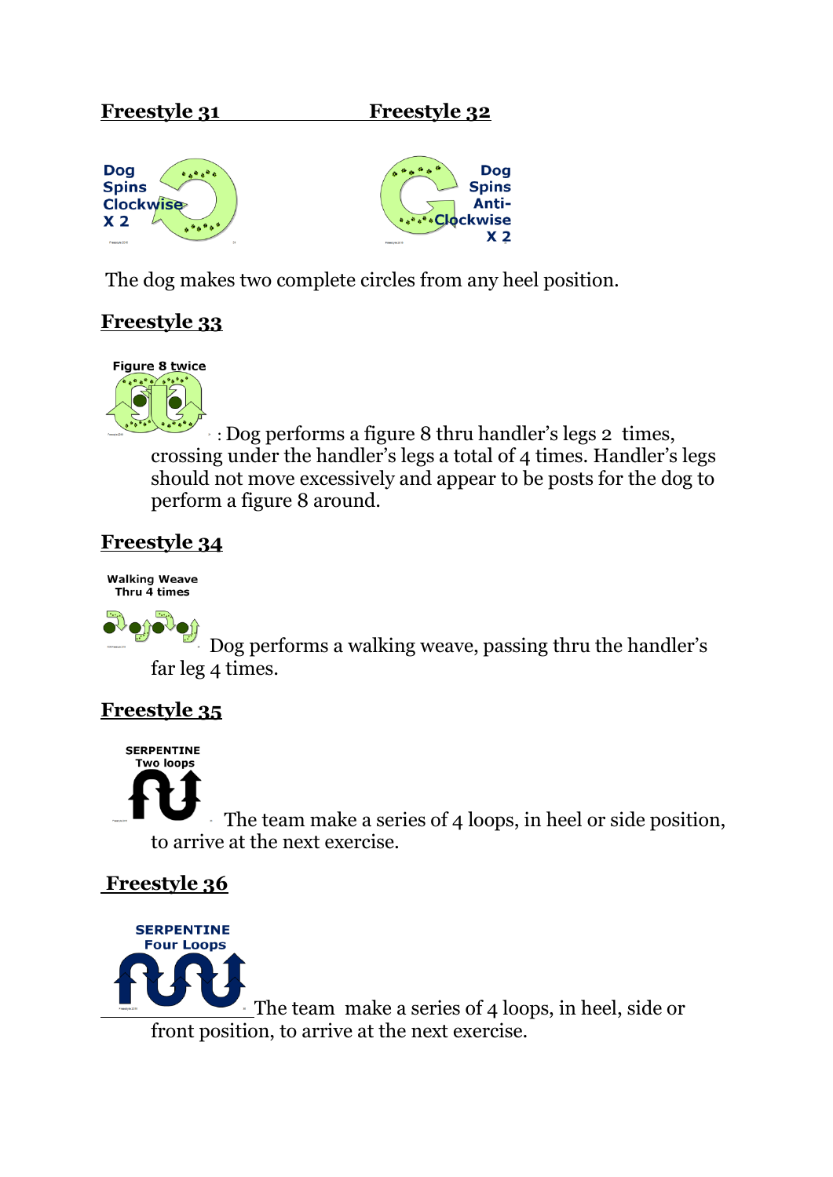## Freestyle 31 &nbsp;&nbsp;&nbsp;&nbsp;&nbsp;&nbsp;&nbsp;&nbsp;&nbsp;&nbsp; Freestyle 32

Dog Spins Clockwise X 2

Dog Spins Anti-Clockwise X 2

The dog makes two complete circles from any heel position.

## Freestyle 33

Figure 8 twice

: Dog performs a figure 8 thru handler's legs 2 times, crossing under the handler's legs a total of 4 times. Handler's legs should not move excessively and appear to be posts for the dog to perform a figure 8 around.

## Freestyle 34

Walking Weave Thru 4 times

Dog performs a walking weave, passing thru the handler's far leg 4 times.

## Freestyle 35

SERPENTINE Two loops

The team make a series of 4 loops, in heel or side position, to arrive at the next exercise.

## Freestyle 36

SERPENTINE Four Loops

The team make a series of 4 loops, in heel, side or front position, to arrive at the next exercise.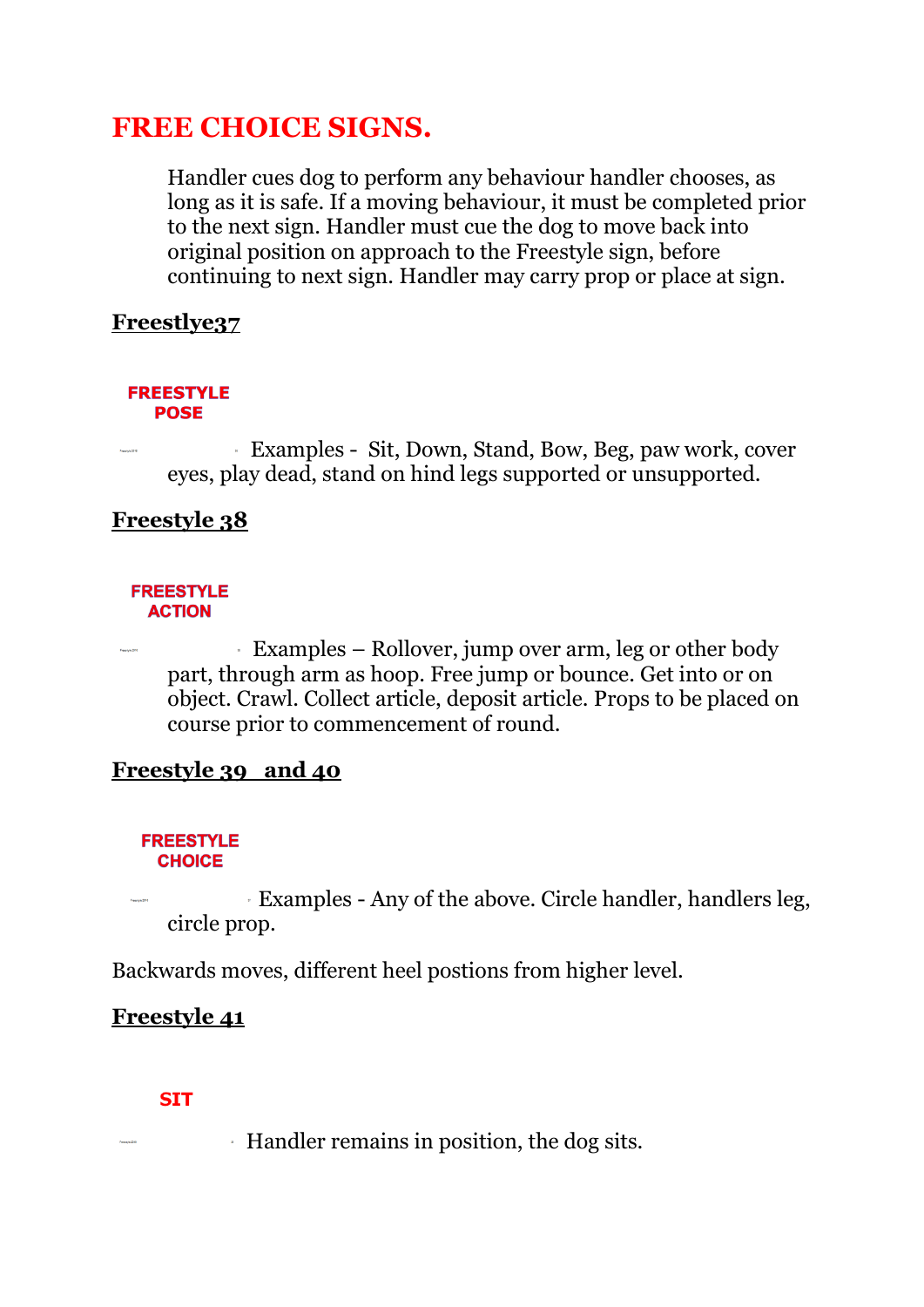# FREE CHOICE SIGNS.

Handler cues dog to perform any behaviour handler chooses, as long as it is safe. If a moving behaviour, it must be completed prior to the next sign. Handler must cue the dog to move back into original position on approach to the Freestyle sign, before continuing to next sign. Handler may carry prop or place at sign.

## Freestlye37

**FREESTYLE POSE**

Examples - Sit, Down, Stand, Bow, Beg, paw work, cover eyes, play dead, stand on hind legs supported or unsupported.

## Freestyle 38

**FREESTYLE ACTION**

Examples – Rollover, jump over arm, leg or other body part, through arm as hoop. Free jump or bounce. Get into or on object. Crawl. Collect article, deposit article. Props to be placed on course prior to commencement of round.

## Freestyle 39 and 40

**FREESTYLE CHOICE**

Examples - Any of the above. Circle handler, handlers leg, circle prop.

Backwards moves, different heel postions from higher level.

## Freestyle 41

**SIT**

Handler remains in position, the dog sits.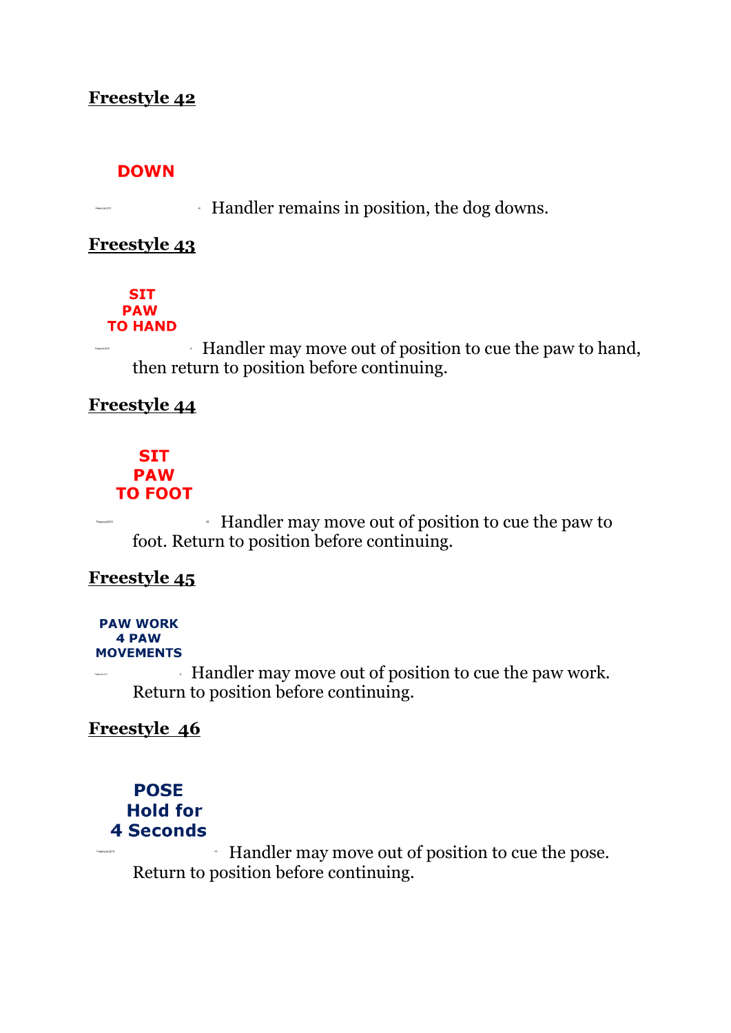**Freestyle 42**

**DOWN**

Handler remains in position, the dog downs.

**Freestyle 43**

**SIT
PAW
TO HAND**

Handler may move out of position to cue the paw to hand, then return to position before continuing.

**Freestyle 44**

**SIT
PAW
TO FOOT**

Handler may move out of position to cue the paw to foot. Return to position before continuing.

**Freestyle 45**

**PAW WORK
4 PAW
MOVEMENTS**

Handler may move out of position to cue the paw work. Return to position before continuing.

**Freestyle 46**

**POSE
Hold for
4 Seconds**

Handler may move out of position to cue the pose. Return to position before continuing.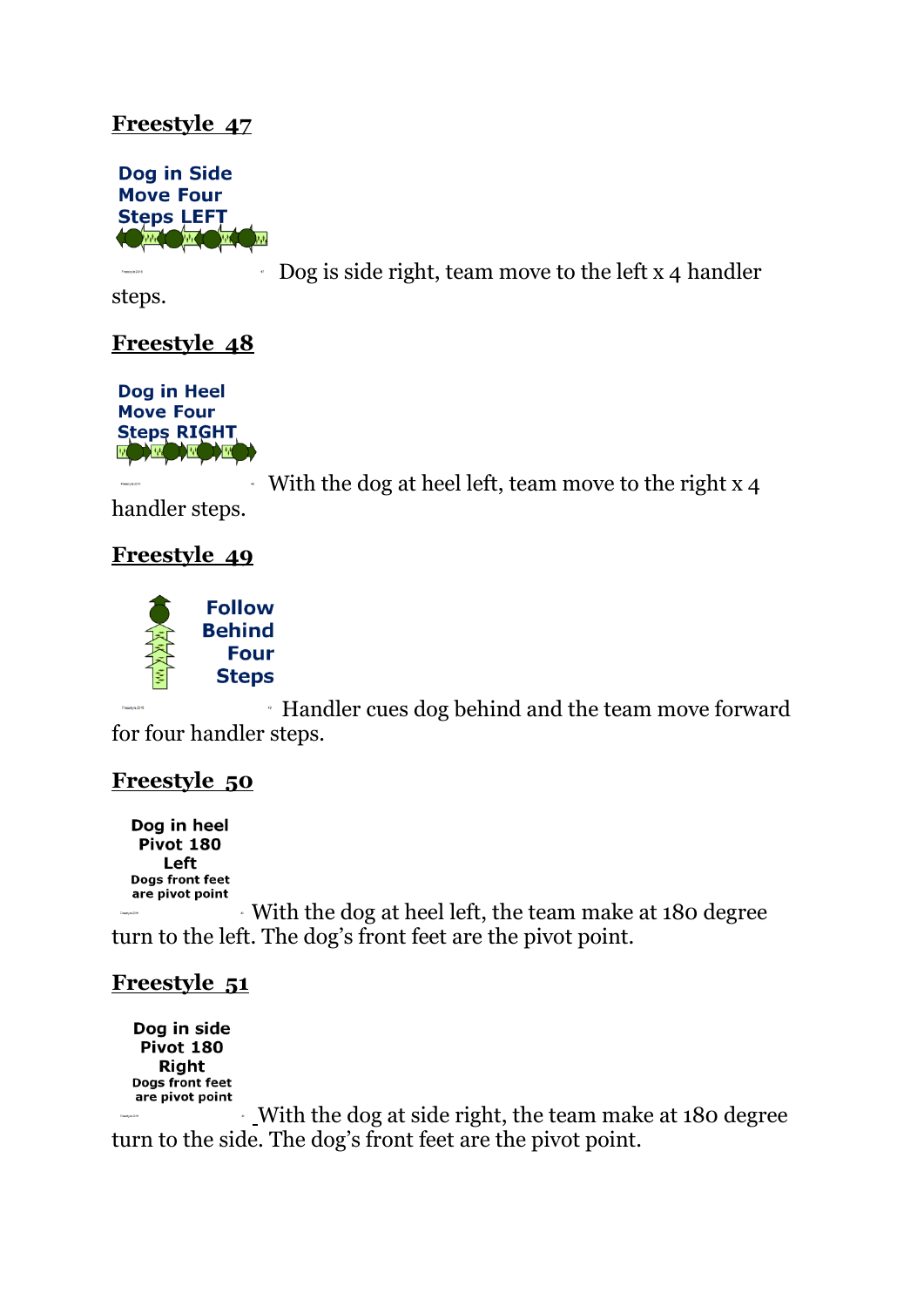## Freestyle 47

Dog in Side Move Four Steps LEFT

Dog is side right, team move to the left x 4 handler steps.

## Freestyle 48

Dog in Heel Move Four Steps RIGHT

With the dog at heel left, team move to the right x 4 handler steps.

## Freestyle 49

Follow Behind Four Steps

Handler cues dog behind and the team move forward for four handler steps.

## Freestyle 50

Dog in heel Pivot 180 Left
Dogs front feet are pivot point

With the dog at heel left, the team make at 180 degree turn to the left. The dog's front feet are the pivot point.

## Freestyle 51

Dog in side Pivot 180 Right
Dogs front feet are pivot point

With the dog at side right, the team make at 180 degree turn to the side. The dog's front feet are the pivot point.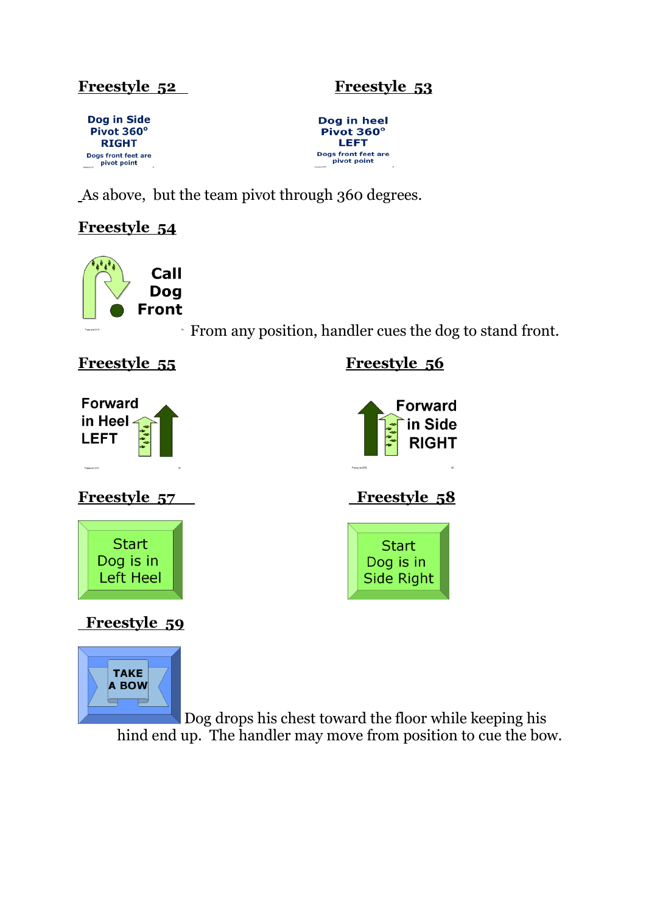**Freestyle 52**

Dog in Side
Pivot 360°
RIGHT
Dogs front feet are pivot point

**Freestyle 53**

Dog in heel
Pivot 360°
LEFT
Dogs front feet are pivot point

As above, but the team pivot through 360 degrees.

**Freestyle 54**

Call
Dog
Front

From any position, handler cues the dog to stand front.

**Freestyle 55**

Forward
in Heel
LEFT

**Freestyle 56**

Forward
in Side
RIGHT

**Freestyle 57**

Start
Dog is in
Left Heel

**Freestyle 58**

Start
Dog is in
Side Right

**Freestyle 59**

TAKE
A BOW

Dog drops his chest toward the floor while keeping his hind end up. The handler may move from position to cue the bow.